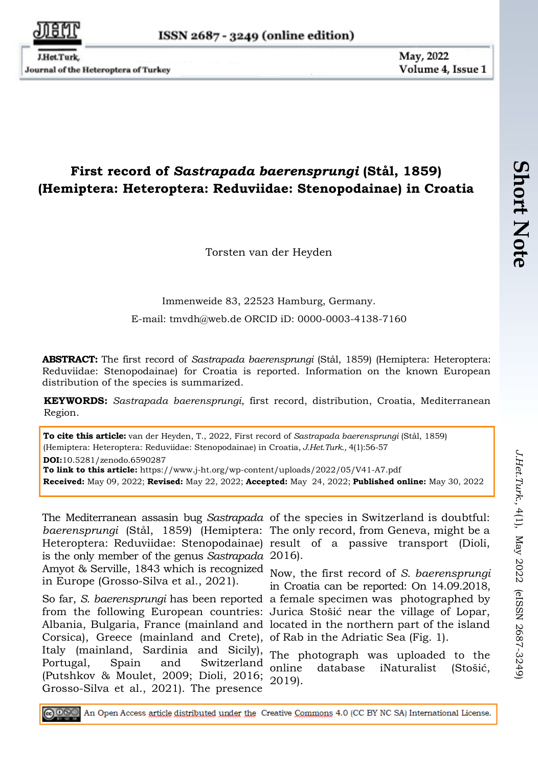# First record of *Sastrapada baerensprungi* (Stål, 1859) (Hemiptera: Heteroptera: Reduviidae: Stenopodainae) in Croatia

Torsten van der Heyden

Immenweide 83, 22523 Hamburg, Germany.

E-mail: tmvdh@web.de ORCID iD: 0000-0003-4138-7160

**ABSTRACT:** The first record of *Sastrapada baerensprungi* (Stål, 1859) (Hemiptera: Heteroptera: Reduviidae: Stenopodainae) for Croatia is reported. Information on the known European distribution of the species is summarized.

**KEYWORDS:** *Sastrapada baerensprungi*, first record, distribution, Croatia, Mediterranean Region.

**To cite this article:** van der Heyden, T., 2022, First record of *Sastrapada baerensprungi* (Stål, 1859) (Hemiptera: Heteroptera: Reduviidae: Stenopodainae) in Croatia, *J.Het.Turk.*, 4(1):56-57

**DOI:**10.5281/zenodo.6590287

**To link to this article:** https://www.j-ht.org/wp-content/uploads/2022/05/V41-A7.pdf

**Received:** May 09, 2022; **Revised:** May 22, 2022; **Accepted:** May 24, 2022; **Published online:** May 30, 2022

The Mediterranean assasin bug *Sastrapada baerensprungi* (Stål, 1859) (Hemiptera: Heteroptera: Reduviidae: Stenopodainae) is the only member of the genus *Sastrapada* Amyot & Serville, 1843 which is recognized in Europe (Grosso-Silva et al., 2021).

So far, *S. baerensprungi* has been reported from the following European countries: Albania, Bulgaria, France (mainland and Corsica), Greece (mainland and Crete), Italy (mainland, Sardinia and Sicily), Portugal, Spain and Switzerland (Putshkov & Moulet, 2009; Dioli, 2016; Grosso-Silva et al., 2021). The presence of the species in Switzerland is doubtful: The only record, from Geneva, might be a result of a passive transport (Dioli, 2016).

Now, the first record of *S. baerensprungi* in Croatia can be reported: On 14.09.2018, a female specimen was photographed by Jurica Stošić near the village of Lopar, located in the northern part of the island of Rab in the Adriatic Sea (Fig. 1).

The photograph was uploaded to the online database iNaturalist (Stošić, 2019).

An Open Access article distributed under the Creative Commons 4.0 (CC BY NC SA) International License.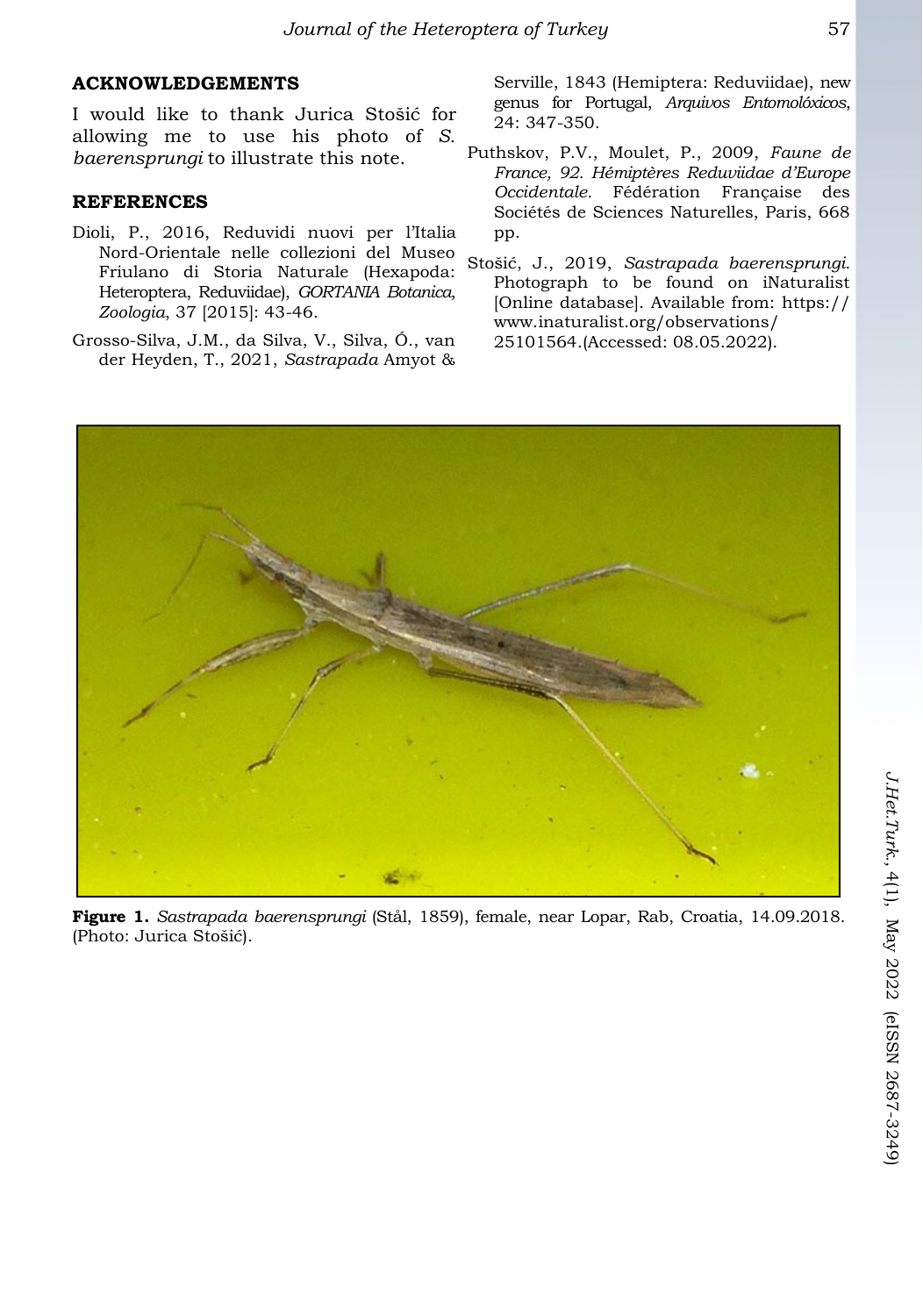## ACKNOWLEDGEMENTS

I would like to thank Jurica Stošić for allowing me to use his photo of *S. baerensprungi* to illustrate this note.

## REFERENCES

Dioli, P., 2016, Reduvidi nuovi per l'Italia Nord-Orientale nelle collezioni del Museo Friulano di Storia Naturale (Hexapoda: Heteroptera, Reduviidae), *GORTANIA Botanica, Zoologia*, 37 [2015]: 43-46.

Grosso-Silva, J.M., da Silva, V., Silva, Ó., van der Heyden, T., 2021, *Sastrapada* Amyot & Serville, 1843 (Hemiptera: Reduviidae), new genus for Portugal, *Arquivos Entomolóxicos*, 24: 347-350.

Puthskov, P.V., Moulet, P., 2009, *Faune de France, 92. Hémiptères Reduviidae d'Europe Occidentale.* Fédération Française des Sociétés de Sciences Naturelles, Paris, 668 pp.

Stošić, J., 2019, *Sastrapada baerensprungi*. Photograph to be found on iNaturalist [Online database]. Available from: https://www.inaturalist.org/observations/25101564.(Accessed: 08.05.2022).

**Figure 1.** *Sastrapada baerensprungi* (Stål, 1859), female, near Lopar, Rab, Croatia, 14.09.2018. (Photo: Jurica Stošić).